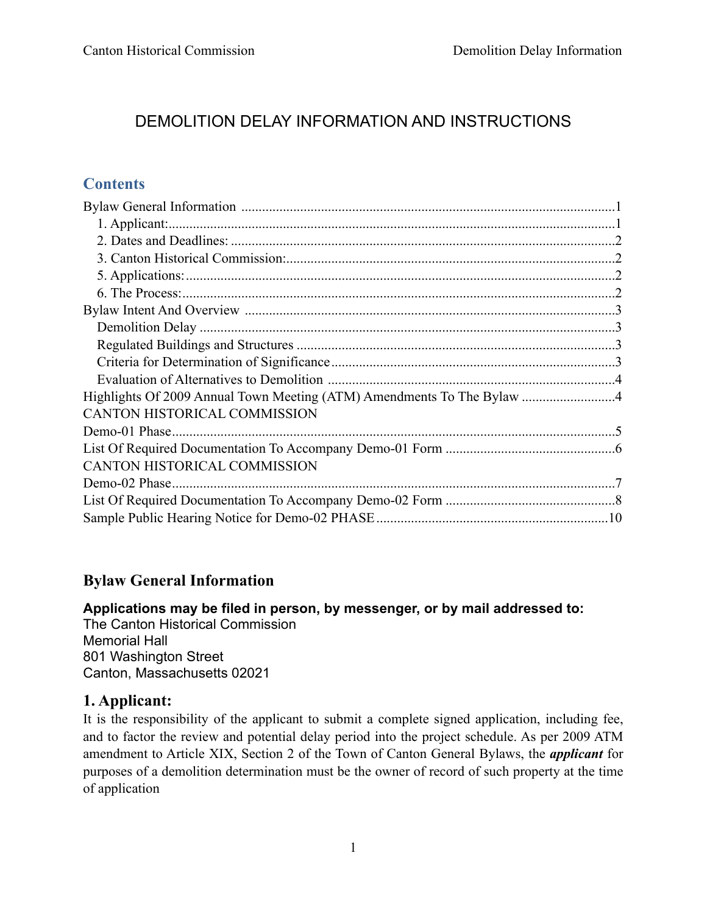# DEMOLITION DELAY INFORMATION AND INSTRUCTIONS

## Contents

Bylaw General Information ............................................................ 1
- 1. Applicant: ............................................................ 1
- 2. Dates and Deadlines: ............................................................ 2
- 3. Canton Historical Commission: ............................................................ 2
- 5. Applications: ............................................................ 2
- 6. The Process: ............................................................ 2

Bylaw Intent And Overview ............................................................ 3
- Demolition Delay ............................................................ 3
- Regulated Buildings and Structures ............................................................ 3
- Criteria for Determination of Significance ............................................................ 3
- Evaluation of Alternatives to Demolition ............................................................ 4

Highlights Of 2009 Annual Town Meeting (ATM) Amendments To The Bylaw ............................................................ 4

CANTON HISTORICAL COMMISSION
Demo-01 Phase ............................................................ 5

List Of Required Documentation To Accompany Demo-01 Form ............................................................ 6

CANTON HISTORICAL COMMISSION
Demo-02 Phase ............................................................ 7

List Of Required Documentation To Accompany Demo-02 Form ............................................................ 8

Sample Public Hearing Notice for Demo-02 PHASE ............................................................ 10

## Bylaw General Information

**Applications may be filed in person, by messenger, or by mail addressed to:**
The Canton Historical Commission
Memorial Hall
801 Washington Street
Canton, Massachusetts 02021

### 1. Applicant:

It is the responsibility of the applicant to submit a complete signed application, including fee, and to factor the review and potential delay period into the project schedule. As per 2009 ATM amendment to Article XIX, Section 2 of the Town of Canton General Bylaws, the ***applicant*** for purposes of a demolition determination must be the owner of record of such property at the time of application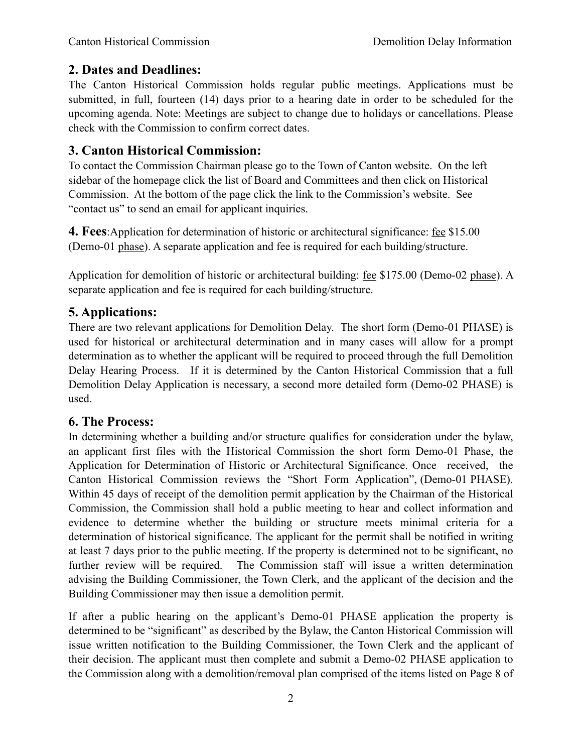## 2. Dates and Deadlines:

The Canton Historical Commission holds regular public meetings. Applications must be submitted, in full, fourteen (14) days prior to a hearing date in order to be scheduled for the upcoming agenda. Note: Meetings are subject to change due to holidays or cancellations. Please check with the Commission to confirm correct dates.

## 3. Canton Historical Commission:

To contact the Commission Chairman please go to the Town of Canton website. On the left sidebar of the homepage click the list of Board and Committees and then click on Historical Commission. At the bottom of the page click the link to the Commission's website. See "contact us" to send an email for applicant inquiries.

**4. Fees**:Application for determination of historic or architectural significance: fee $15.00 (Demo-01 phase). A separate application and fee is required for each building/structure.

Application for demolition of historic or architectural building: fee $175.00 (Demo-02 phase). A separate application and fee is required for each building/structure.

## 5. Applications:

There are two relevant applications for Demolition Delay. The short form (Demo-01 PHASE) is used for historical or architectural determination and in many cases will allow for a prompt determination as to whether the applicant will be required to proceed through the full Demolition Delay Hearing Process. If it is determined by the Canton Historical Commission that a full Demolition Delay Application is necessary, a second more detailed form (Demo-02 PHASE) is used.

## 6. The Process:

In determining whether a building and/or structure qualifies for consideration under the bylaw, an applicant first files with the Historical Commission the short form Demo-01 Phase, the Application for Determination of Historic or Architectural Significance. Once received, the Canton Historical Commission reviews the "Short Form Application", (Demo-01 PHASE). Within 45 days of receipt of the demolition permit application by the Chairman of the Historical Commission, the Commission shall hold a public meeting to hear and collect information and evidence to determine whether the building or structure meets minimal criteria for a determination of historical significance. The applicant for the permit shall be notified in writing at least 7 days prior to the public meeting. If the property is determined not to be significant, no further review will be required. The Commission staff will issue a written determination advising the Building Commissioner, the Town Clerk, and the applicant of the decision and the Building Commissioner may then issue a demolition permit.

If after a public hearing on the applicant's Demo-01 PHASE application the property is determined to be "significant" as described by the Bylaw, the Canton Historical Commission will issue written notification to the Building Commissioner, the Town Clerk and the applicant of their decision. The applicant must then complete and submit a Demo-02 PHASE application to the Commission along with a demolition/removal plan comprised of the items listed on Page 8 of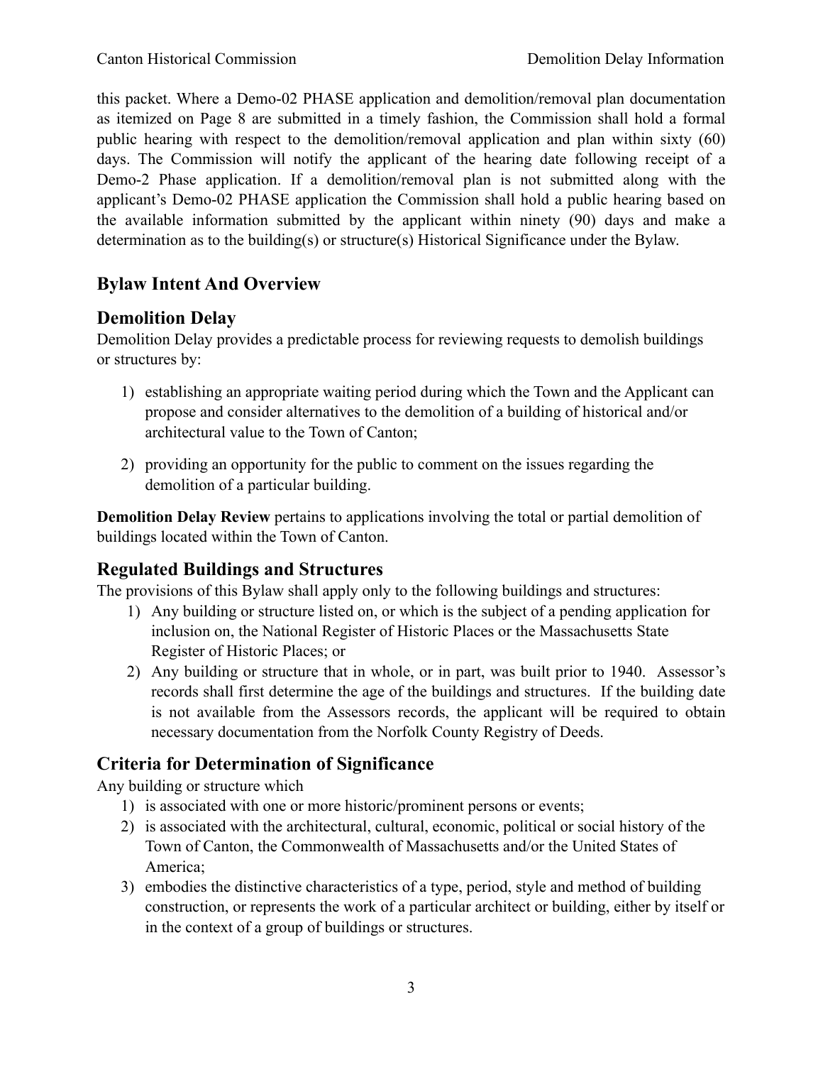this packet. Where a Demo-02 PHASE application and demolition/removal plan documentation as itemized on Page 8 are submitted in a timely fashion, the Commission shall hold a formal public hearing with respect to the demolition/removal application and plan within sixty (60) days. The Commission will notify the applicant of the hearing date following receipt of a Demo-2 Phase application. If a demolition/removal plan is not submitted along with the applicant's Demo-02 PHASE application the Commission shall hold a public hearing based on the available information submitted by the applicant within ninety (90) days and make a determination as to the building(s) or structure(s) Historical Significance under the Bylaw.

## Bylaw Intent And Overview

## Demolition Delay

Demolition Delay provides a predictable process for reviewing requests to demolish buildings or structures by:

1) establishing an appropriate waiting period during which the Town and the Applicant can propose and consider alternatives to the demolition of a building of historical and/or architectural value to the Town of Canton;

2) providing an opportunity for the public to comment on the issues regarding the demolition of a particular building.

**Demolition Delay Review** pertains to applications involving the total or partial demolition of buildings located within the Town of Canton.

## Regulated Buildings and Structures

The provisions of this Bylaw shall apply only to the following buildings and structures:

1) Any building or structure listed on, or which is the subject of a pending application for inclusion on, the National Register of Historic Places or the Massachusetts State Register of Historic Places; or
2) Any building or structure that in whole, or in part, was built prior to 1940. Assessor's records shall first determine the age of the buildings and structures. If the building date is not available from the Assessors records, the applicant will be required to obtain necessary documentation from the Norfolk County Registry of Deeds.

## Criteria for Determination of Significance

Any building or structure which

1) is associated with one or more historic/prominent persons or events;
2) is associated with the architectural, cultural, economic, political or social history of the Town of Canton, the Commonwealth of Massachusetts and/or the United States of America;
3) embodies the distinctive characteristics of a type, period, style and method of building construction, or represents the work of a particular architect or building, either by itself or in the context of a group of buildings or structures.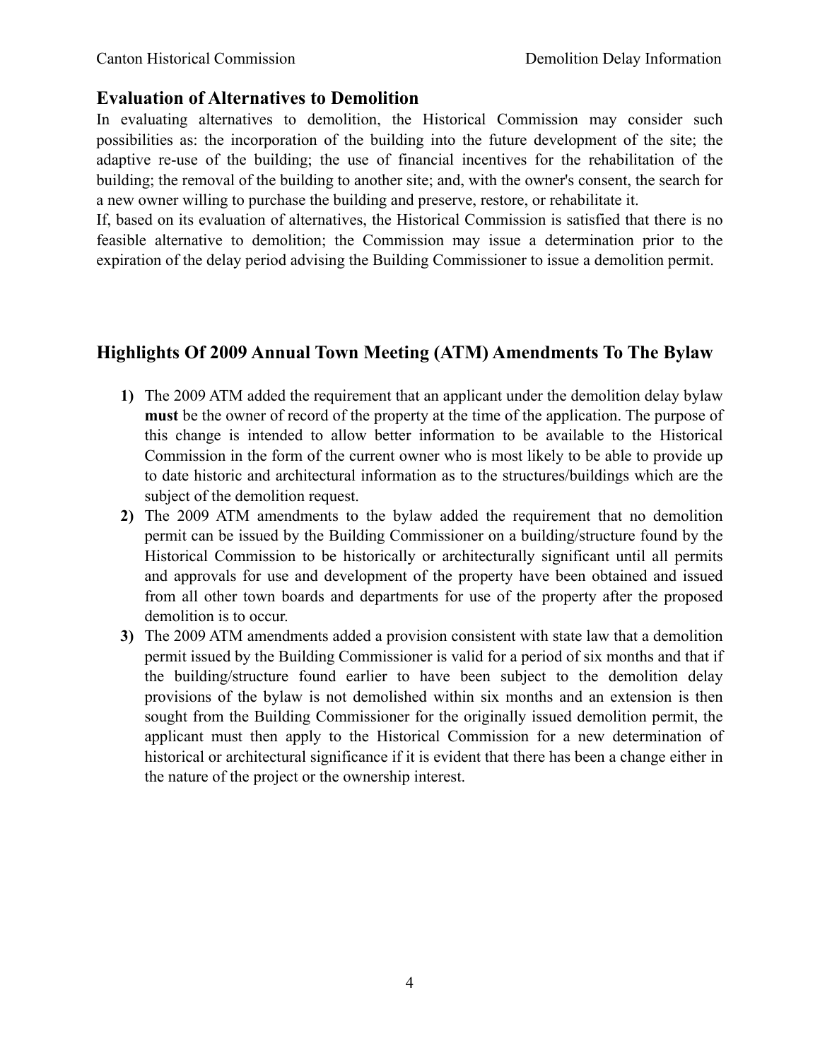## Evaluation of Alternatives to Demolition

In evaluating alternatives to demolition, the Historical Commission may consider such possibilities as: the incorporation of the building into the future development of the site; the adaptive re-use of the building; the use of financial incentives for the rehabilitation of the building; the removal of the building to another site; and, with the owner's consent, the search for a new owner willing to purchase the building and preserve, restore, or rehabilitate it.

If, based on its evaluation of alternatives, the Historical Commission is satisfied that there is no feasible alternative to demolition; the Commission may issue a determination prior to the expiration of the delay period advising the Building Commissioner to issue a demolition permit.

## Highlights Of 2009 Annual Town Meeting (ATM) Amendments To The Bylaw

**1)** The 2009 ATM added the requirement that an applicant under the demolition delay bylaw **must** be the owner of record of the property at the time of the application. The purpose of this change is intended to allow better information to be available to the Historical Commission in the form of the current owner who is most likely to be able to provide up to date historic and architectural information as to the structures/buildings which are the subject of the demolition request.

**2)** The 2009 ATM amendments to the bylaw added the requirement that no demolition permit can be issued by the Building Commissioner on a building/structure found by the Historical Commission to be historically or architecturally significant until all permits and approvals for use and development of the property have been obtained and issued from all other town boards and departments for use of the property after the proposed demolition is to occur.

**3)** The 2009 ATM amendments added a provision consistent with state law that a demolition permit issued by the Building Commissioner is valid for a period of six months and that if the building/structure found earlier to have been subject to the demolition delay provisions of the bylaw is not demolished within six months and an extension is then sought from the Building Commissioner for the originally issued demolition permit, the applicant must then apply to the Historical Commission for a new determination of historical or architectural significance if it is evident that there has been a change either in the nature of the project or the ownership interest.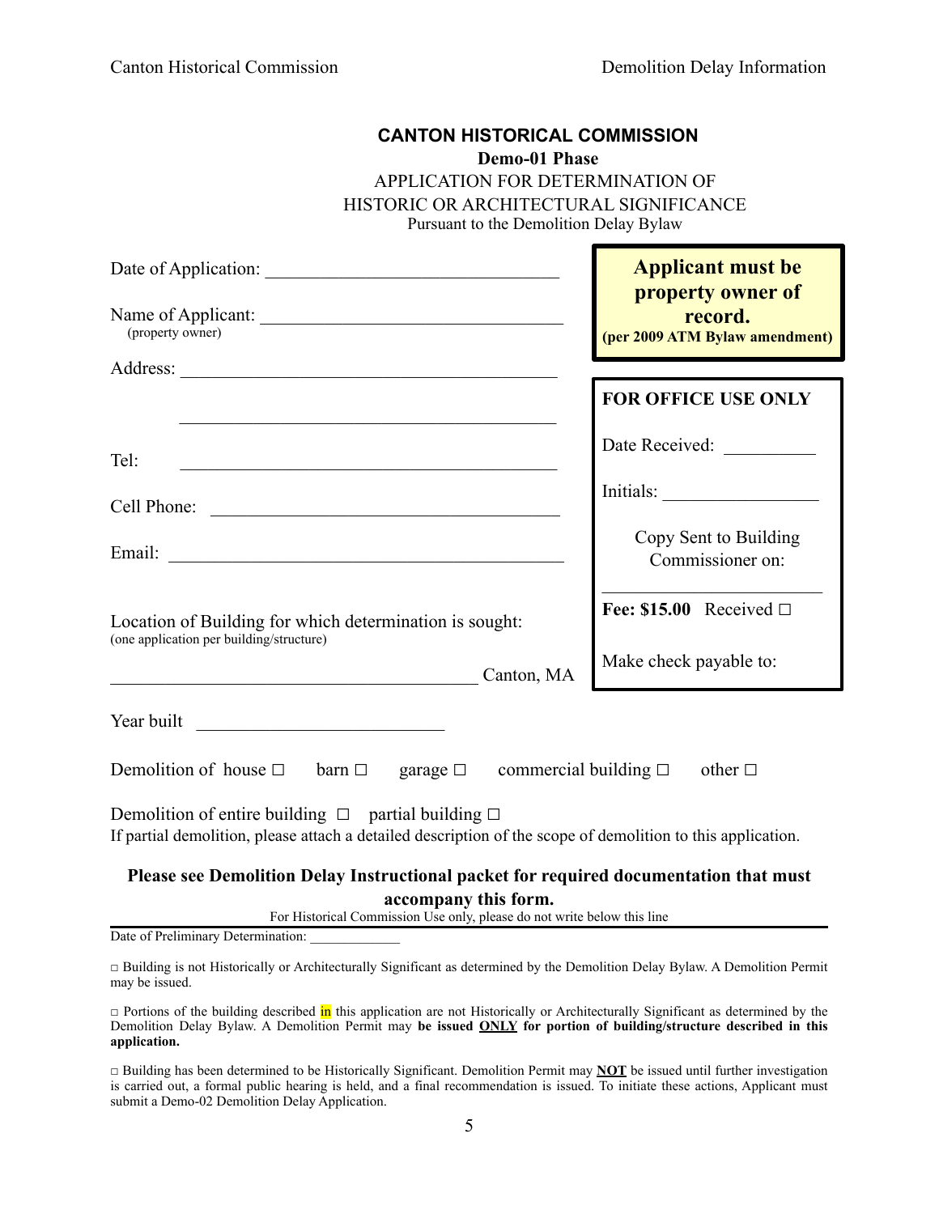# CANTON HISTORICAL COMMISSION

**Demo-01 Phase**

APPLICATION FOR DETERMINATION OF
HISTORIC OR ARCHITECTURAL SIGNIFICANCE
Pursuant to the Demolition Delay Bylaw

**Applicant must be property owner of record.**
**(per 2009 ATM Bylaw amendment)**

Date of Application: ______________________________

Name of Applicant: ______________________________
(property owner)

Address: ______________________________________

______________________________________

Tel: ______________________________________

Cell Phone: ______________________________________

Email: ______________________________________

**FOR OFFICE USE ONLY**

Date Received: __________

Initials: ________________

Copy Sent to Building Commissioner on:

______________________

**Fee: $15.00** Received ☐

Make check payable to:

Location of Building for which determination is sought:
(one application per building/structure)

______________________________________ Canton, MA

Year built ___________________________

Demolition of house ☐ barn ☐ garage ☐ commercial building ☐ other ☐

Demolition of entire building ☐ partial building ☐
If partial demolition, please attach a detailed description of the scope of demolition to this application.

**Please see Demolition Delay Instructional packet for required documentation that must accompany this form.**

For Historical Commission Use only, please do not write below this line

---

Date of Preliminary Determination: _____________

☐ Building is not Historically or Architecturally Significant as determined by the Demolition Delay Bylaw. A Demolition Permit may be issued.

☐ Portions of the building described in this application are not Historically or Architecturally Significant as determined by the Demolition Delay Bylaw. A Demolition Permit may **be issued ONLY for portion of building/structure described in this application.**

☐ Building has been determined to be Historically Significant. Demolition Permit may **NOT** be issued until further investigation is carried out, a formal public hearing is held, and a final recommendation is issued. To initiate these actions, Applicant must submit a Demo-02 Demolition Delay Application.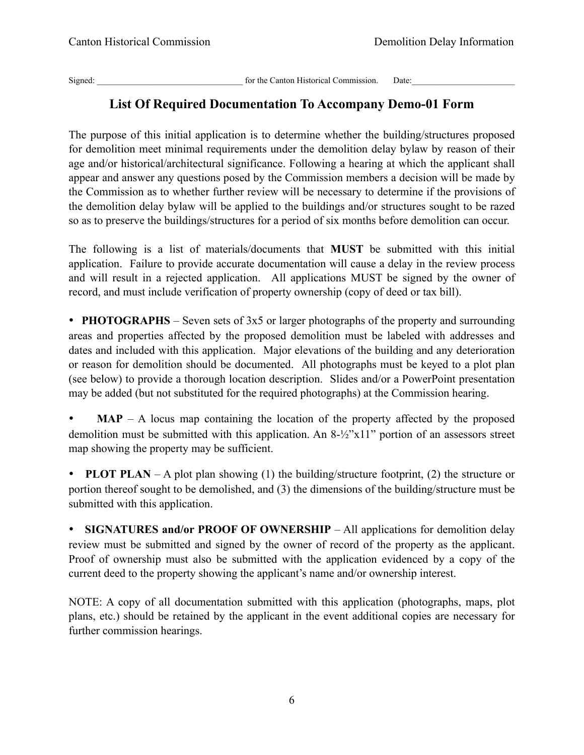Signed: ________________________________ for the Canton Historical Commission. Date:______________________

## List Of Required Documentation To Accompany Demo-01 Form

The purpose of this initial application is to determine whether the building/structures proposed for demolition meet minimal requirements under the demolition delay bylaw by reason of their age and/or historical/architectural significance. Following a hearing at which the applicant shall appear and answer any questions posed by the Commission members a decision will be made by the Commission as to whether further review will be necessary to determine if the provisions of the demolition delay bylaw will be applied to the buildings and/or structures sought to be razed so as to preserve the buildings/structures for a period of six months before demolition can occur.

The following is a list of materials/documents that **MUST** be submitted with this initial application. Failure to provide accurate documentation will cause a delay in the review process and will result in a rejected application. All applications MUST be signed by the owner of record, and must include verification of property ownership (copy of deed or tax bill).

- **PHOTOGRAPHS** – Seven sets of 3x5 or larger photographs of the property and surrounding areas and properties affected by the proposed demolition must be labeled with addresses and dates and included with this application. Major elevations of the building and any deterioration or reason for demolition should be documented. All photographs must be keyed to a plot plan (see below) to provide a thorough location description. Slides and/or a PowerPoint presentation may be added (but not substituted for the required photographs) at the Commission hearing.

- **MAP** – A locus map containing the location of the property affected by the proposed demolition must be submitted with this application. An 8-½"x11" portion of an assessors street map showing the property may be sufficient.

- **PLOT PLAN** – A plot plan showing (1) the building/structure footprint, (2) the structure or portion thereof sought to be demolished, and (3) the dimensions of the building/structure must be submitted with this application.

- **SIGNATURES and/or PROOF OF OWNERSHIP** – All applications for demolition delay review must be submitted and signed by the owner of record of the property as the applicant. Proof of ownership must also be submitted with the application evidenced by a copy of the current deed to the property showing the applicant's name and/or ownership interest.

NOTE: A copy of all documentation submitted with this application (photographs, maps, plot plans, etc.) should be retained by the applicant in the event additional copies are necessary for further commission hearings.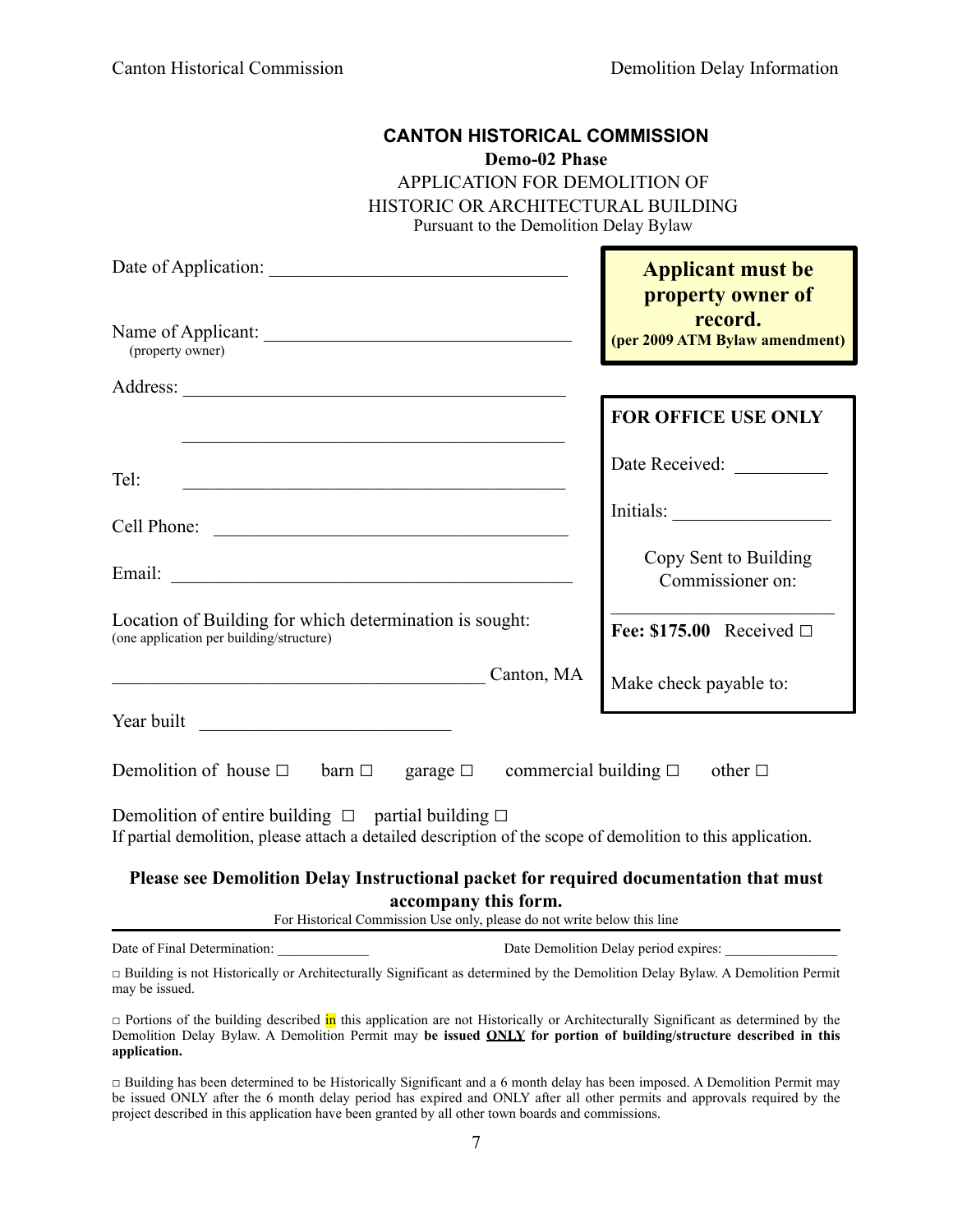# CANTON HISTORICAL COMMISSION

**Demo-02 Phase**

APPLICATION FOR DEMOLITION OF
HISTORIC OR ARCHITECTURAL BUILDING

Pursuant to the Demolition Delay Bylaw

**Applicant must be property owner of record.**
**(per 2009 ATM Bylaw amendment)**

Date of Application: ________________________________

Name of Applicant: ________________________________
(property owner)

Address: ________________________________

________________________________

Tel: ________________________________

Cell Phone: ________________________________

Email: ________________________________

**FOR OFFICE USE ONLY**

Date Received: __________

Initials: ________________

Copy Sent to Building Commissioner on:

______________________

**Fee: $175.00** Received ☐

Make check payable to:

Location of Building for which determination is sought:
(one application per building/structure)

________________________________ Canton, MA

Year built ________________________

Demolition of house ☐ barn ☐ garage ☐ commercial building ☐ other ☐

Demolition of entire building ☐ partial building ☐

If partial demolition, please attach a detailed description of the scope of demolition to this application.

**Please see Demolition Delay Instructional packet for required documentation that must accompany this form.**

For Historical Commission Use only, please do not write below this line

---

Date of Final Determination: _____________ Date Demolition Delay period expires: _______________

☐ Building is not Historically or Architecturally Significant as determined by the Demolition Delay Bylaw. A Demolition Permit may be issued.

☐ Portions of the building described in this application are not Historically or Architecturally Significant as determined by the Demolition Delay Bylaw. A Demolition Permit may **be issued ONLY for portion of building/structure described in this application.**

☐ Building has been determined to be Historically Significant and a 6 month delay has been imposed. A Demolition Permit may be issued ONLY after the 6 month delay period has expired and ONLY after all other permits and approvals required by the project described in this application have been granted by all other town boards and commissions.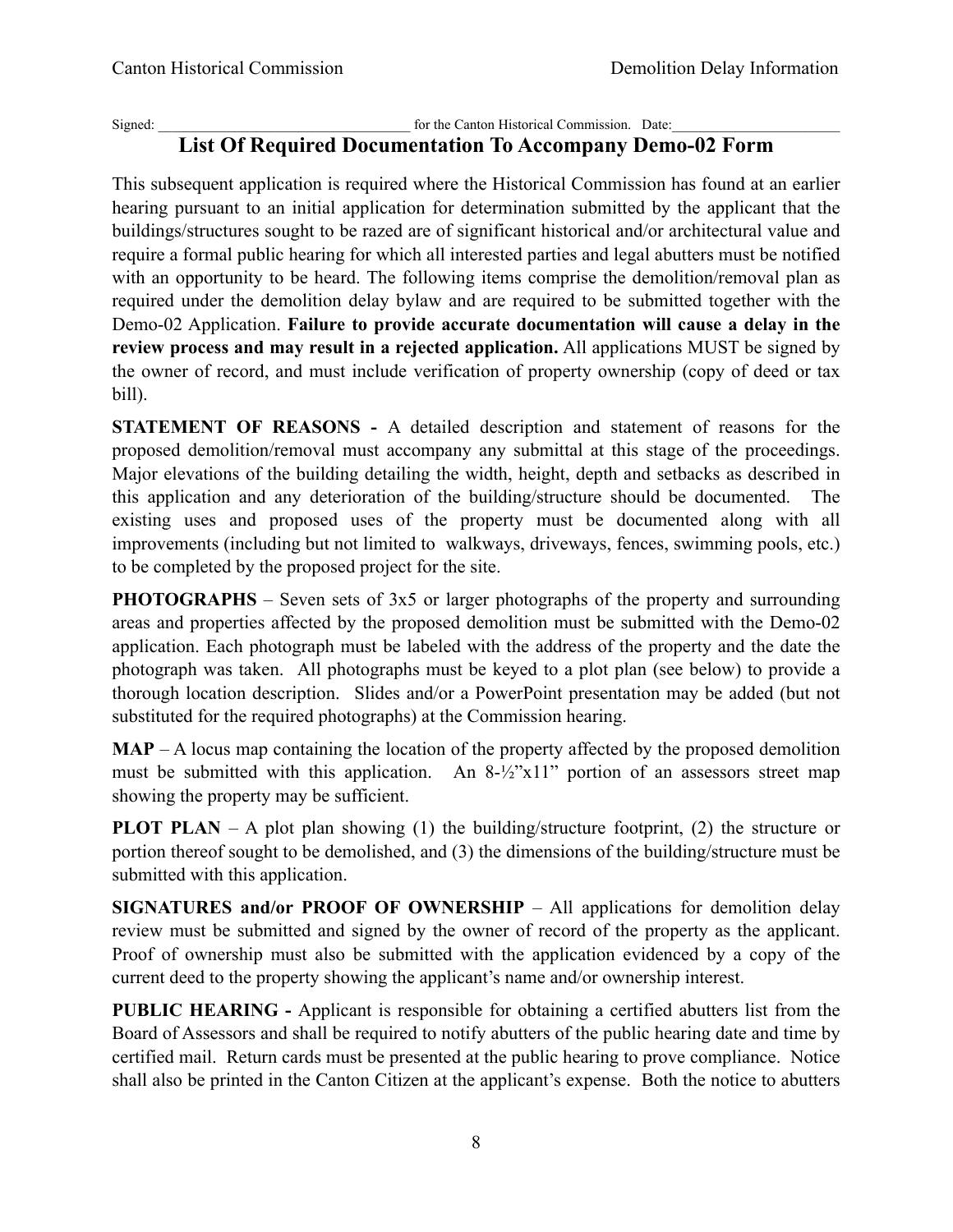Signed: _________________________________ for the Canton Historical Commission. Date:_______________________

## List Of Required Documentation To Accompany Demo-02 Form

This subsequent application is required where the Historical Commission has found at an earlier hearing pursuant to an initial application for determination submitted by the applicant that the buildings/structures sought to be razed are of significant historical and/or architectural value and require a formal public hearing for which all interested parties and legal abutters must be notified with an opportunity to be heard. The following items comprise the demolition/removal plan as required under the demolition delay bylaw and are required to be submitted together with the Demo-02 Application. **Failure to provide accurate documentation will cause a delay in the review process and may result in a rejected application.** All applications MUST be signed by the owner of record, and must include verification of property ownership (copy of deed or tax bill).

**STATEMENT OF REASONS -** A detailed description and statement of reasons for the proposed demolition/removal must accompany any submittal at this stage of the proceedings. Major elevations of the building detailing the width, height, depth and setbacks as described in this application and any deterioration of the building/structure should be documented. The existing uses and proposed uses of the property must be documented along with all improvements (including but not limited to walkways, driveways, fences, swimming pools, etc.) to be completed by the proposed project for the site.

**PHOTOGRAPHS** – Seven sets of 3x5 or larger photographs of the property and surrounding areas and properties affected by the proposed demolition must be submitted with the Demo-02 application. Each photograph must be labeled with the address of the property and the date the photograph was taken. All photographs must be keyed to a plot plan (see below) to provide a thorough location description. Slides and/or a PowerPoint presentation may be added (but not substituted for the required photographs) at the Commission hearing.

**MAP** – A locus map containing the location of the property affected by the proposed demolition must be submitted with this application. An 8-½"x11" portion of an assessors street map showing the property may be sufficient.

**PLOT PLAN** – A plot plan showing (1) the building/structure footprint, (2) the structure or portion thereof sought to be demolished, and (3) the dimensions of the building/structure must be submitted with this application.

**SIGNATURES and/or PROOF OF OWNERSHIP** – All applications for demolition delay review must be submitted and signed by the owner of record of the property as the applicant. Proof of ownership must also be submitted with the application evidenced by a copy of the current deed to the property showing the applicant's name and/or ownership interest.

**PUBLIC HEARING -** Applicant is responsible for obtaining a certified abutters list from the Board of Assessors and shall be required to notify abutters of the public hearing date and time by certified mail. Return cards must be presented at the public hearing to prove compliance. Notice shall also be printed in the Canton Citizen at the applicant's expense. Both the notice to abutters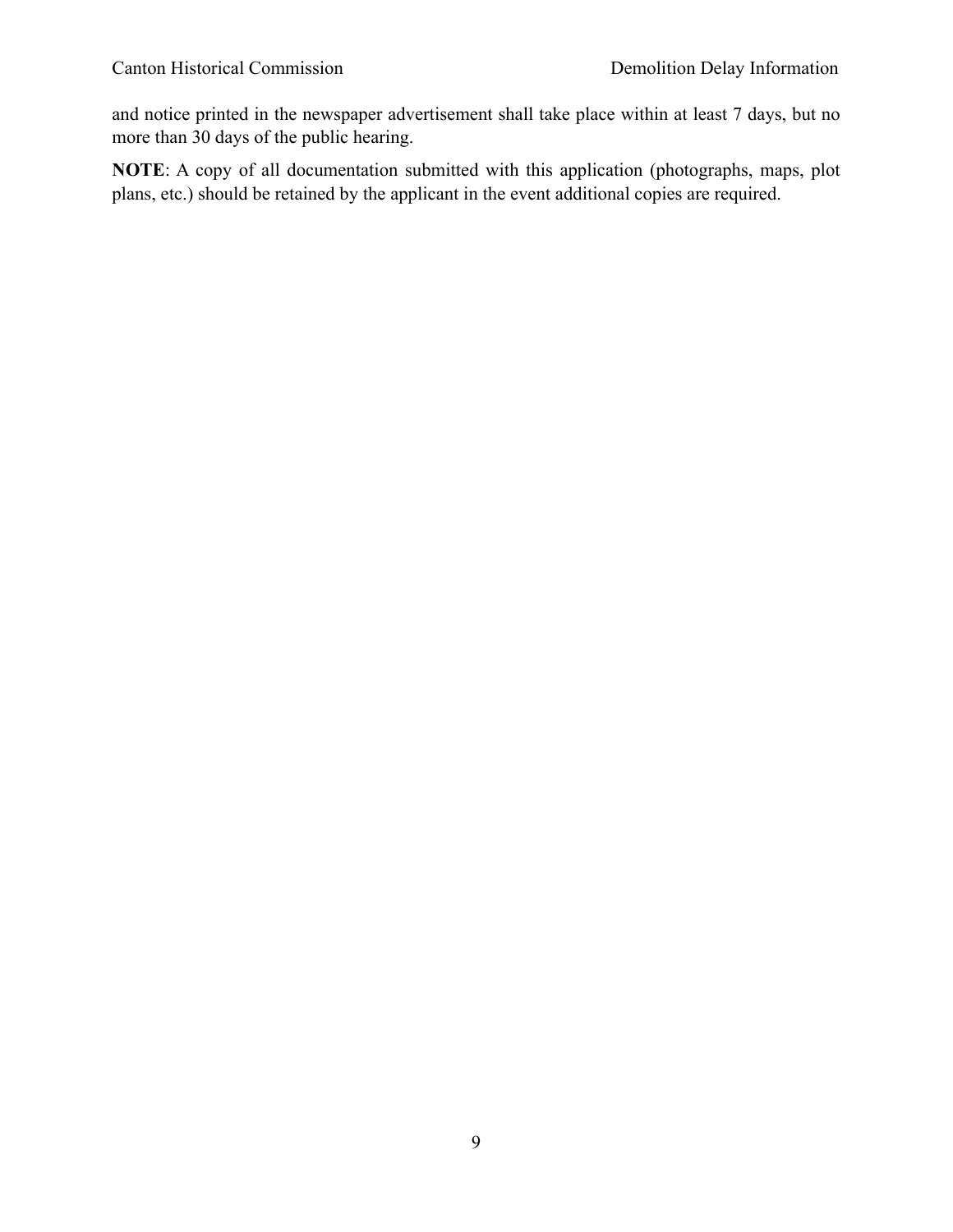and notice printed in the newspaper advertisement shall take place within at least 7 days, but no more than 30 days of the public hearing.

**NOTE**: A copy of all documentation submitted with this application (photographs, maps, plot plans, etc.) should be retained by the applicant in the event additional copies are required.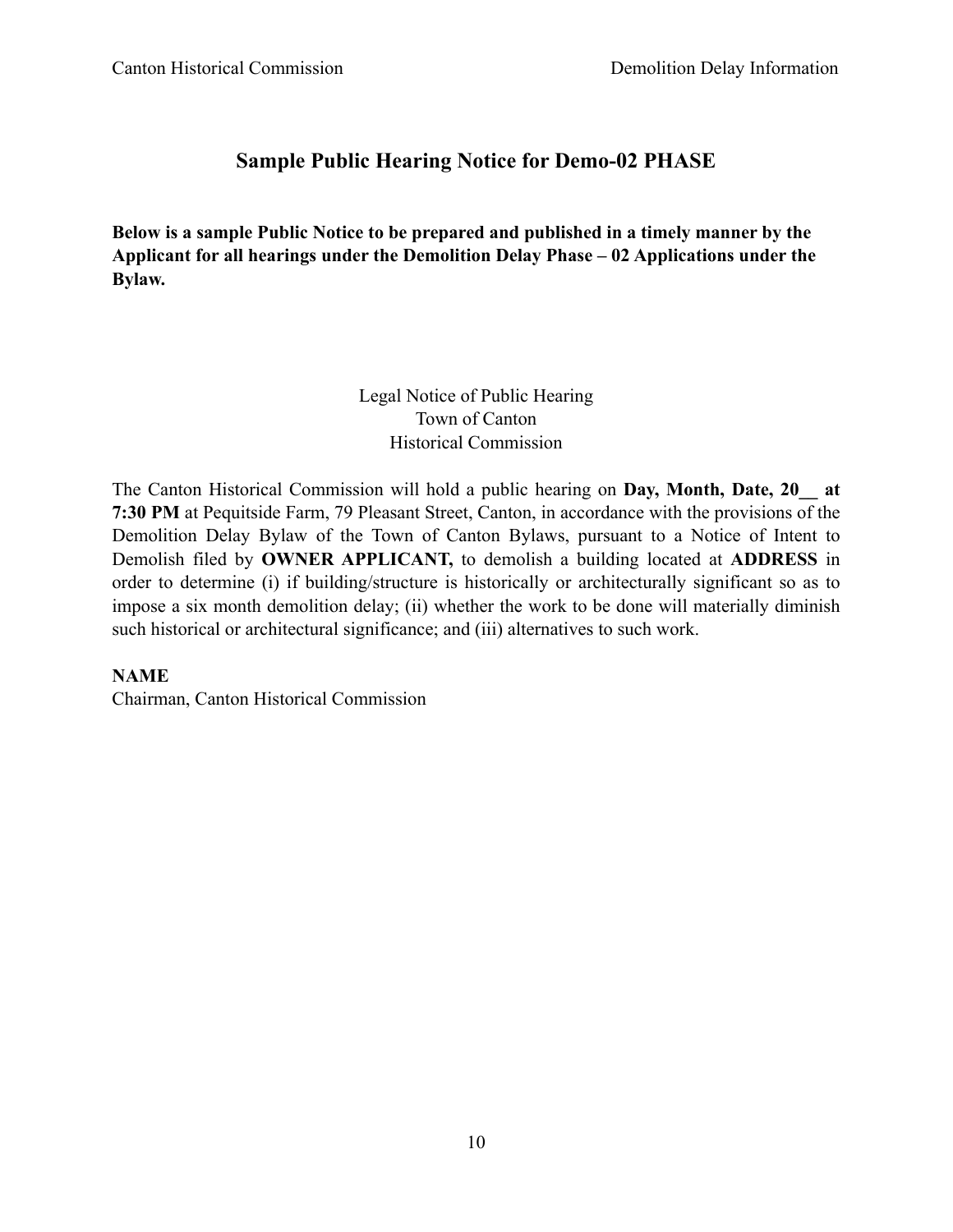## Sample Public Hearing Notice for Demo-02 PHASE

**Below is a sample Public Notice to be prepared and published in a timely manner by the Applicant for all hearings under the Demolition Delay Phase – 02 Applications under the Bylaw.**

Legal Notice of Public Hearing
Town of Canton
Historical Commission

The Canton Historical Commission will hold a public hearing on **Day, Month, Date, 20__ at 7:30 PM** at Pequitside Farm, 79 Pleasant Street, Canton, in accordance with the provisions of the Demolition Delay Bylaw of the Town of Canton Bylaws, pursuant to a Notice of Intent to Demolish filed by **OWNER APPLICANT,** to demolish a building located at **ADDRESS** in order to determine (i) if building/structure is historically or architecturally significant so as to impose a six month demolition delay; (ii) whether the work to be done will materially diminish such historical or architectural significance; and (iii) alternatives to such work.

**NAME**
Chairman, Canton Historical Commission